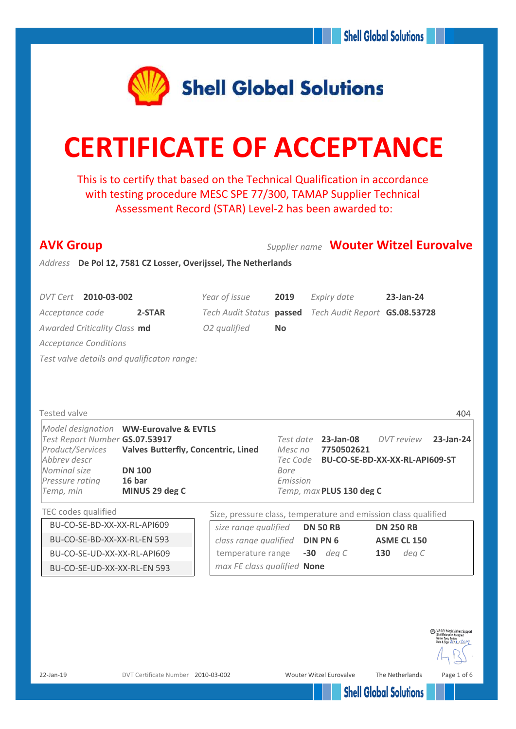Shell Global Solutions

# CERTIFICATE OF ACCEPTANCE

This is to certify that based on the Technical Qualification in accordance with testing procedure MESC SPE 77/300, TAMAP Supplier Technical Assessment Record (STAR) Level-2 has been awarded to:

## AVK Group

*Supplier name* **Wouter Witzel Eurovalve**

*Address* **De Pol 12, 7581 CZ Losser, Overijssel, The Netherlands**

| | | | | | |
|---|---|---|---|---|---|
| *DVT Cert* | **2010-03-002** | *Year of issue* | **2019** | *Expiry date* | **23-Jan-24** |
| *Acceptance code* | **2-STAR** | *Tech Audit Status* | **passed** | *Tech Audit Report* | **GS.08.53728** |
| *Awarded Criticality Class* | **md** | *O2 qualified* | **No** | | |

*Acceptance Conditions*

*Test valve details and qualificaton range:*

Tested valve 404

| | | | |
|---|---|---|---|
| *Model designation* | **WW-Eurovalve & EVTLS** | | |
| *Test Report Number* | **GS.07.53917** | *Test date* | **23-Jan-08** — *DVT review* **23-Jan-24** |
| *Product/Services* | **Valves Butterfly, Concentric, Lined** | *Mesc no* | **7750502621** |
| *Abbrev descr* | | *Tec Code* | **BU-CO-SE-BD-XX-XX-RL-API609-ST** |
| *Nominal size* | **DN 100** | *Bore* | |
| *Pressure rating* | **16 bar** | *Emission* | |
| *Temp, min* | **MINUS 29 deg C** | *Temp, max* | **PLUS 130 deg C** |

TEC codes qualified

| TEC codes qualified |
|---|
| BU-CO-SE-BD-XX-XX-RL-API609 |
| BU-CO-SE-BD-XX-XX-RL-EN 593 |
| BU-CO-SE-UD-XX-XX-RL-API609 |
| BU-CO-SE-UD-XX-XX-RL-EN 593 |

Size, pressure class, temperature and emission class qualified

| | | |
|---|---|---|
| *size range qualified* | **DN 50 RB** | **DN 250 RB** |
| *class range qualified* | **DIN PN 6** | **ASME CL 150** |
| temperature range | **-30** *deg C* | **130** *deg C* |
| *max FE class qualified* | **None** | |

VS-021 Mech.Valves Support
Shell Enterprise Accepted
Name: Tony Bolton
Date & Sign: 21/1/2019

22-Jan-19 DVT Certificate Number 2010-03-002 Wouter Witzel Eurovalve The Netherlands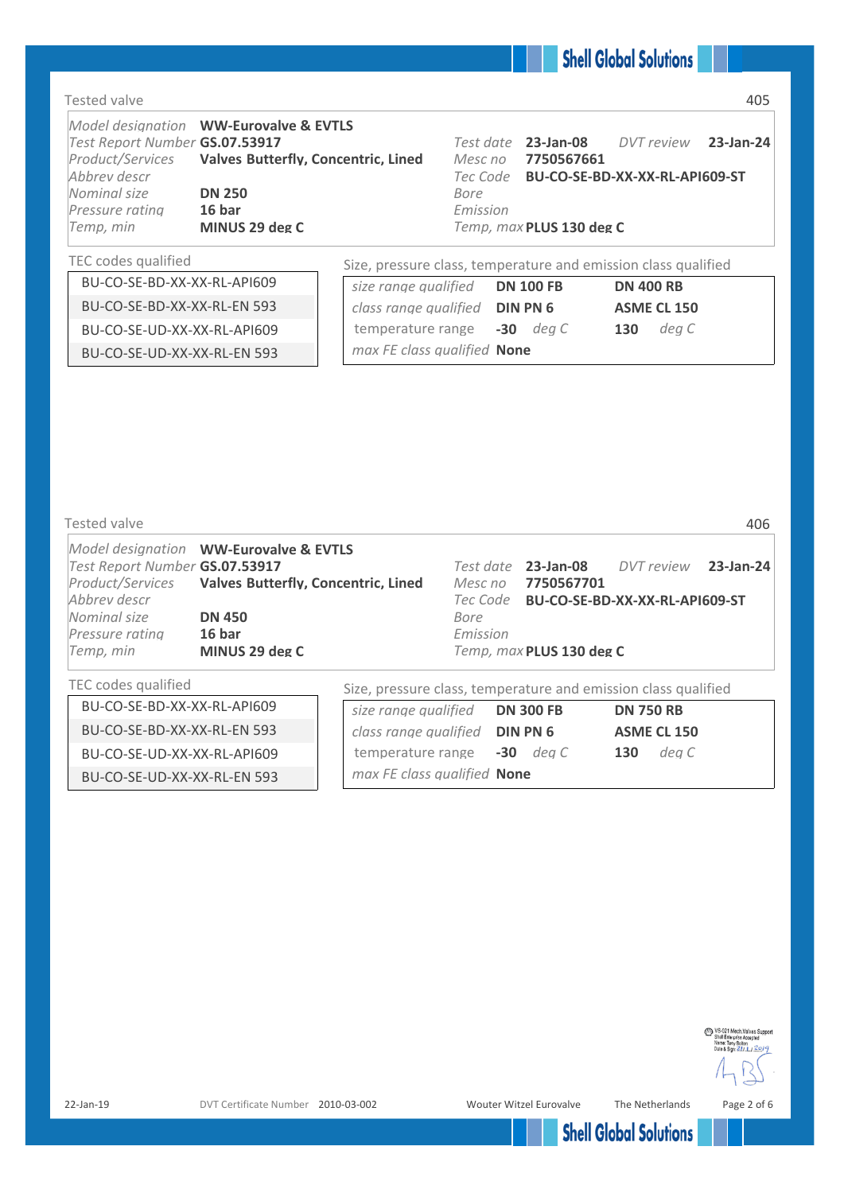## Tested valve

405

| | | | | | |
|---|---|---|---|---|---|
| *Model designation* | **WW-Eurovalve & EVTLS** | | | | |
| *Test Report Number* | **GS.07.53917** | *Test date* | **23-Jan-08** | *DVT review* | **23-Jan-24** |
| *Product/Services* | **Valves Butterfly, Concentric, Lined** | *Mesc no* | **7750567661** | | |
| *Abbrev descr* | | *Tec Code* | **BU-CO-SE-BD-XX-XX-RL-API609-ST** | | |
| *Nominal size* | **DN 250** | *Bore* | | | |
| *Pressure rating* | **16 bar** | *Emission* | | | |
| *Temp, min* | **MINUS 29 deg C** | *Temp, max* | **PLUS 130 deg C** | | |

| TEC codes qualified |
|---|
| BU-CO-SE-BD-XX-XX-RL-API609 |
| BU-CO-SE-BD-XX-XX-RL-EN 593 |
| BU-CO-SE-UD-XX-XX-RL-API609 |
| BU-CO-SE-UD-XX-XX-RL-EN 593 |

Size, pressure class, temperature and emission class qualified

| | | |
|---|---|---|
| *size range qualified* | **DN 100 FB** | **DN 400 RB** |
| *class range qualified* | **DIN PN 6** | **ASME CL 150** |
| *temperature range* | **-30** *deg C* | **130** *deg C* |
| *max FE class qualified* | **None** | |

## Tested valve

406

| | | | | | |
|---|---|---|---|---|---|
| *Model designation* | **WW-Eurovalve & EVTLS** | | | | |
| *Test Report Number* | **GS.07.53917** | *Test date* | **23-Jan-08** | *DVT review* | **23-Jan-24** |
| *Product/Services* | **Valves Butterfly, Concentric, Lined** | *Mesc no* | **7750567701** | | |
| *Abbrev descr* | | *Tec Code* | **BU-CO-SE-BD-XX-XX-RL-API609-ST** | | |
| *Nominal size* | **DN 450** | *Bore* | | | |
| *Pressure rating* | **16 bar** | *Emission* | | | |
| *Temp, min* | **MINUS 29 deg C** | *Temp, max* | **PLUS 130 deg C** | | |

| TEC codes qualified |
|---|
| BU-CO-SE-BD-XX-XX-RL-API609 |
| BU-CO-SE-BD-XX-XX-RL-EN 593 |
| BU-CO-SE-UD-XX-XX-RL-API609 |
| BU-CO-SE-UD-XX-XX-RL-EN 593 |

Size, pressure class, temperature and emission class qualified

| | | |
|---|---|---|
| *size range qualified* | **DN 300 FB** | **DN 750 RB** |
| *class range qualified* | **DIN PN 6** | **ASME CL 150** |
| *temperature range* | **-30** *deg C* | **130** *deg C* |
| *max FE class qualified* | **None** | |

VS-021 Mech.Valves Support
Shell Enterprise Accepted
Name: Tony Bolton
Date & Sign: 21/1/2019

22-Jan-19 DVT Certificate Number 2010-03-002 Wouter Witzel Eurovalve The Netherlands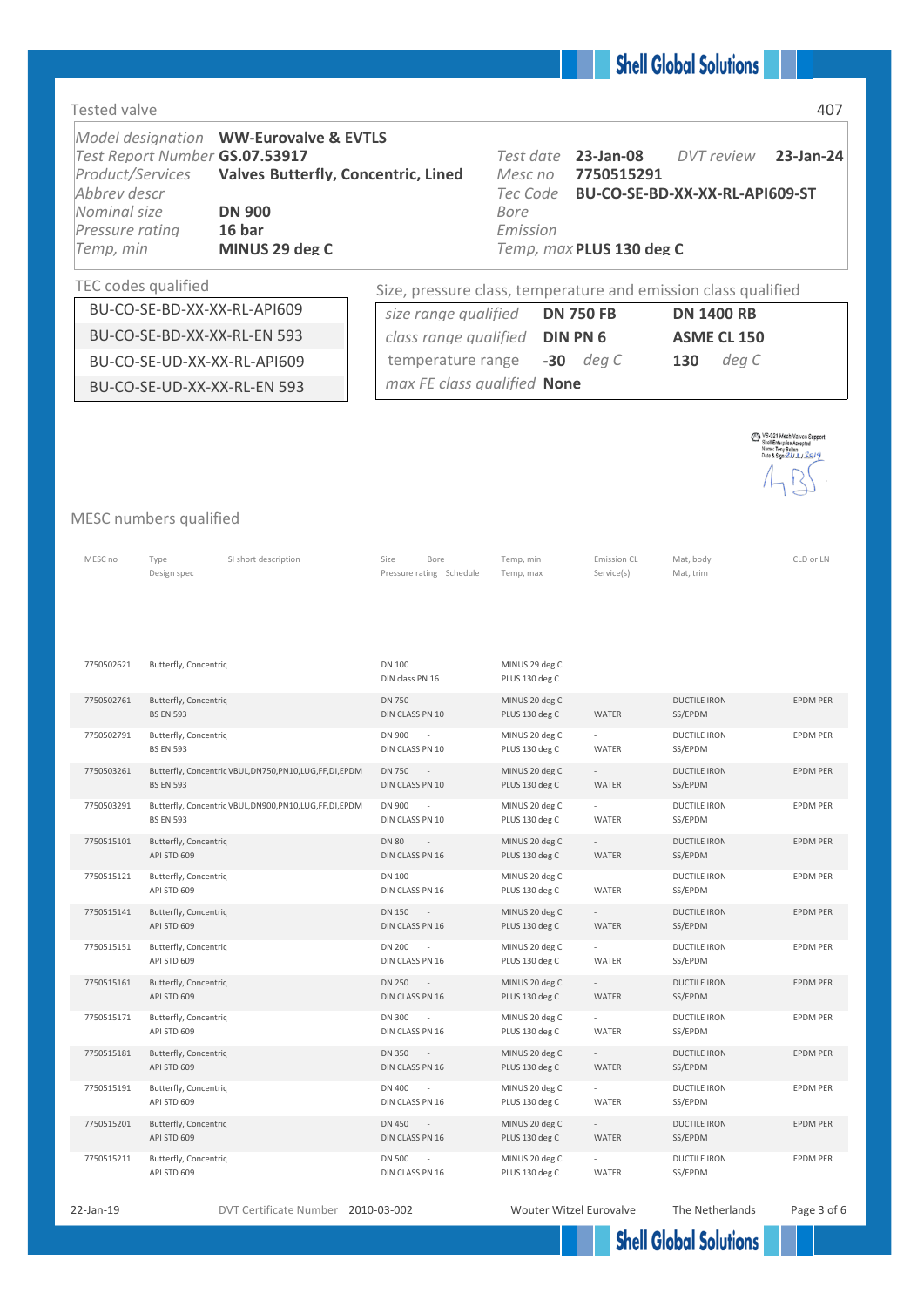## Tested valve

407

| | | | | | |
|---|---|---|---|---|---|
| *Model designation* | **WW-Eurovalve & EVTLS** | | | | |
| *Test Report Number* | **GS.07.53917** | *Test date* | **23-Jan-08** | *DVT review* | **23-Jan-24** |
| *Product/Services* | **Valves Butterfly, Concentric, Lined** | *Mesc no* | **7750515291** | | |
| *Abbrev descr* | | *Tec Code* | **BU-CO-SE-BD-XX-XX-RL-API609-ST** | | |
| *Nominal size* | **DN 900** | *Bore* | | | |
| *Pressure rating* | **16 bar** | *Emission* | | | |
| *Temp, min* | **MINUS 29 deg C** | *Temp, max* | **PLUS 130 deg C** | | |

### TEC codes qualified

- BU-CO-SE-BD-XX-XX-RL-API609
- BU-CO-SE-BD-XX-XX-RL-EN 593
- BU-CO-SE-UD-XX-XX-RL-API609
- BU-CO-SE-UD-XX-XX-RL-EN 593

### Size, pressure class, temperature and emission class qualified

| | | |
|---|---|---|
| *size range qualified* | **DN 750 FB** | **DN 1400 RB** |
| *class range qualified* | **DIN PN 6** | **ASME CL 150** |
| *temperature range* | **-30** *deg C* | **130** *deg C* |
| *max FE class qualified* | **None** | |

VS-021 Mech Valves Support
Shell Enterprise Accepted
Name: Tony Bailon
Date & Sign: 21/1/2019

## MESC numbers qualified

| MESC no | Type / Design spec | SI short description | Size / Pressure rating | Bore / Schedule | Temp, min / Temp, max | Emission CL / Service(s) | Mat, body / Mat, trim | CLD or LN |
|---|---|---|---|---|---|---|---|---|
| 7750502621 | Butterfly, Concentric | | DN 100 / DIN class PN 16 | | MINUS 29 deg C / PLUS 130 deg C | | | |
| 7750502761 | Butterfly, Concentric / BS EN 593 | | DN 750 / DIN CLASS PN 10 | - | MINUS 20 deg C / PLUS 130 deg C | - / WATER | DUCTILE IRON / SS/EPDM | EPDM PER |
| 7750502791 | Butterfly, Concentric / BS EN 593 | | DN 900 / DIN CLASS PN 10 | - | MINUS 20 deg C / PLUS 130 deg C | - / WATER | DUCTILE IRON / SS/EPDM | EPDM PER |
| 7750503261 | Butterfly, Concentric / BS EN 593 | VBUL,DN750,PN10,LUG,FF,DI,EPDM | DN 750 / DIN CLASS PN 10 | - | MINUS 20 deg C / PLUS 130 deg C | - / WATER | DUCTILE IRON / SS/EPDM | EPDM PER |
| 7750503291 | Butterfly, Concentric / BS EN 593 | VBUL,DN900,PN10,LUG,FF,DI,EPDM | DN 900 / DIN CLASS PN 10 | - | MINUS 20 deg C / PLUS 130 deg C | - / WATER | DUCTILE IRON / SS/EPDM | EPDM PER |
| 7750515101 | Butterfly, Concentric / API STD 609 | | DN 80 / DIN CLASS PN 16 | - | MINUS 20 deg C / PLUS 130 deg C | - / WATER | DUCTILE IRON / SS/EPDM | EPDM PER |
| 7750515121 | Butterfly, Concentric / API STD 609 | | DN 100 / DIN CLASS PN 16 | - | MINUS 20 deg C / PLUS 130 deg C | - / WATER | DUCTILE IRON / SS/EPDM | EPDM PER |
| 7750515141 | Butterfly, Concentric / API STD 609 | | DN 150 / DIN CLASS PN 16 | - | MINUS 20 deg C / PLUS 130 deg C | - / WATER | DUCTILE IRON / SS/EPDM | EPDM PER |
| 7750515151 | Butterfly, Concentric / API STD 609 | | DN 200 / DIN CLASS PN 16 | - | MINUS 20 deg C / PLUS 130 deg C | - / WATER | DUCTILE IRON / SS/EPDM | EPDM PER |
| 7750515161 | Butterfly, Concentric / API STD 609 | | DN 250 / DIN CLASS PN 16 | - | MINUS 20 deg C / PLUS 130 deg C | - / WATER | DUCTILE IRON / SS/EPDM | EPDM PER |
| 7750515171 | Butterfly, Concentric / API STD 609 | | DN 300 / DIN CLASS PN 16 | - | MINUS 20 deg C / PLUS 130 deg C | - / WATER | DUCTILE IRON / SS/EPDM | EPDM PER |
| 7750515181 | Butterfly, Concentric / API STD 609 | | DN 350 / DIN CLASS PN 16 | - | MINUS 20 deg C / PLUS 130 deg C | - / WATER | DUCTILE IRON / SS/EPDM | EPDM PER |
| 7750515191 | Butterfly, Concentric / API STD 609 | | DN 400 / DIN CLASS PN 16 | - | MINUS 20 deg C / PLUS 130 deg C | - / WATER | DUCTILE IRON / SS/EPDM | EPDM PER |
| 7750515201 | Butterfly, Concentric / API STD 609 | | DN 450 / DIN CLASS PN 16 | - | MINUS 20 deg C / PLUS 130 deg C | - / WATER | DUCTILE IRON / SS/EPDM | EPDM PER |
| 7750515211 | Butterfly, Concentric / API STD 609 | | DN 500 / DIN CLASS PN 16 | - | MINUS 20 deg C / PLUS 130 deg C | - / WATER | DUCTILE IRON / SS/EPDM | EPDM PER |

22-Jan-19 DVT Certificate Number 2010-03-002 Wouter Witzel Eurovalve The Netherlands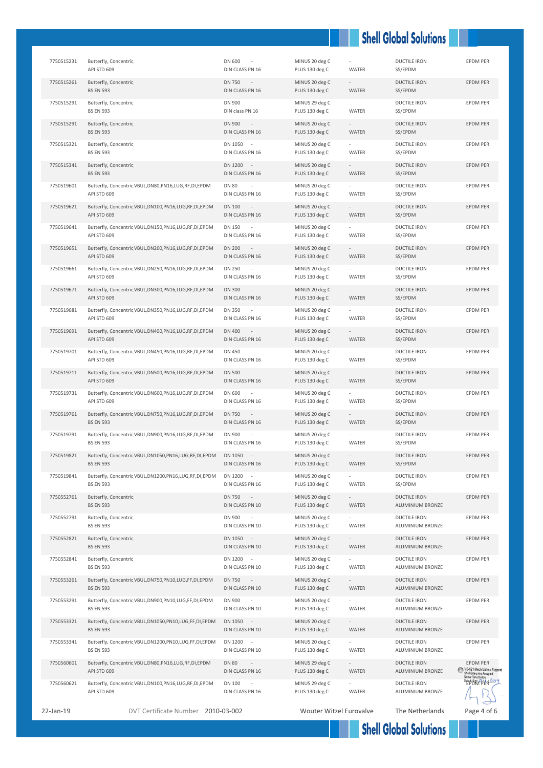| | | | | | | |
|---|---|---|---|---|---|---|
| 7750515231 | Butterfly, Concentric<br>API STD 609 | DN 600 -<br>DIN CLASS PN 16 | MINUS 20 deg C<br>PLUS 130 deg C | -<br>WATER | DUCTILE IRON<br>SS/EPDM | EPDM PER |
| 7750515261 | Butterfly, Concentric<br>BS EN 593 | DN 750 -<br>DIN CLASS PN 16 | MINUS 20 deg C<br>PLUS 130 deg C | -<br>WATER | DUCTILE IRON<br>SS/EPDM | EPDM PER |
| 7750515291 | Butterfly, Concentric<br>BS EN 593 | DN 900<br>DIN class PN 16 | MINUS 29 deg C<br>PLUS 130 deg C | WATER | DUCTILE IRON<br>SS/EPDM | EPDM PER |
| 7750515291 | Butterfly, Concentric<br>BS EN 593 | DN 900 -<br>DIN CLASS PN 16 | MINUS 20 deg C<br>PLUS 130 deg C | -<br>WATER | DUCTILE IRON<br>SS/EPDM | EPDM PER |
| 7750515321 | Butterfly, Concentric<br>BS EN 593 | DN 1050 -<br>DIN CLASS PN 16 | MINUS 20 deg C<br>PLUS 130 deg C | -<br>WATER | DUCTILE IRON<br>SS/EPDM | EPDM PER |
| 7750515341 | Butterfly, Concentric<br>BS EN 593 | DN 1200 -<br>DIN CLASS PN 16 | MINUS 20 deg C<br>PLUS 130 deg C | -<br>WATER | DUCTILE IRON<br>SS/EPDM | EPDM PER |
| 7750519601 | Butterfly, Concentric VBUL,DN80,PN16,LUG,RF,DI,EPDM<br>API STD 609 | DN 80 -<br>DIN CLASS PN 16 | MINUS 20 deg C<br>PLUS 130 deg C | -<br>WATER | DUCTILE IRON<br>SS/EPDM | EPDM PER |
| 7750519621 | Butterfly, Concentric VBUL,DN100,PN16,LUG,RF,DI,EPDM<br>API STD 609 | DN 100 -<br>DIN CLASS PN 16 | MINUS 20 deg C<br>PLUS 130 deg C | -<br>WATER | DUCTILE IRON<br>SS/EPDM | EPDM PER |
| 7750519641 | Butterfly, Concentric VBUL,DN150,PN16,LUG,RF,DI,EPDM<br>API STD 609 | DN 150 -<br>DIN CLASS PN 16 | MINUS 20 deg C<br>PLUS 130 deg C | -<br>WATER | DUCTILE IRON<br>SS/EPDM | EPDM PER |
| 7750519651 | Butterfly, Concentric VBUL,DN200,PN16,LUG,RF,DI,EPDM<br>API STD 609 | DN 200 -<br>DIN CLASS PN 16 | MINUS 20 deg C<br>PLUS 130 deg C | -<br>WATER | DUCTILE IRON<br>SS/EPDM | EPDM PER |
| 7750519661 | Butterfly, Concentric VBUL,DN250,PN16,LUG,RF,DI,EPDM<br>API STD 609 | DN 250 -<br>DIN CLASS PN 16 | MINUS 20 deg C<br>PLUS 130 deg C | -<br>WATER | DUCTILE IRON<br>SS/EPDM | EPDM PER |
| 7750519671 | Butterfly, Concentric VBUL,DN300,PN16,LUG,RF,DI,EPDM<br>API STD 609 | DN 300 -<br>DIN CLASS PN 16 | MINUS 20 deg C<br>PLUS 130 deg C | -<br>WATER | DUCTILE IRON<br>SS/EPDM | EPDM PER |
| 7750519681 | Butterfly, Concentric VBUL,DN350,PN16,LUG,RF,DI,EPDM<br>API STD 609 | DN 350 -<br>DIN CLASS PN 16 | MINUS 20 deg C<br>PLUS 130 deg C | -<br>WATER | DUCTILE IRON<br>SS/EPDM | EPDM PER |
| 7750519691 | Butterfly, Concentric VBUL,DN400,PN16,LUG,RF,DI,EPDM<br>API STD 609 | DN 400 -<br>DIN CLASS PN 16 | MINUS 20 deg C<br>PLUS 130 deg C | -<br>WATER | DUCTILE IRON<br>SS/EPDM | EPDM PER |
| 7750519701 | Butterfly, Concentric VBUL,DN450,PN16,LUG,RF,DI,EPDM<br>API STD 609 | DN 450 -<br>DIN CLASS PN 16 | MINUS 20 deg C<br>PLUS 130 deg C | -<br>WATER | DUCTILE IRON<br>SS/EPDM | EPDM PER |
| 7750519711 | Butterfly, Concentric VBUL,DN500,PN16,LUG,RF,DI,EPDM<br>API STD 609 | DN 500 -<br>DIN CLASS PN 16 | MINUS 20 deg C<br>PLUS 130 deg C | -<br>WATER | DUCTILE IRON<br>SS/EPDM | EPDM PER |
| 7750519731 | Butterfly, Concentric VBUL,DN600,PN16,LUG,RF,DI,EPDM<br>API STD 609 | DN 600 -<br>DIN CLASS PN 16 | MINUS 20 deg C<br>PLUS 130 deg C | -<br>WATER | DUCTILE IRON<br>SS/EPDM | EPDM PER |
| 7750519761 | Butterfly, Concentric VBUL,DN750,PN16,LUG,RF,DI,EPDM<br>BS EN 593 | DN 750 -<br>DIN CLASS PN 16 | MINUS 20 deg C<br>PLUS 130 deg C | -<br>WATER | DUCTILE IRON<br>SS/EPDM | EPDM PER |
| 7750519791 | Butterfly, Concentric VBUL,DN900,PN16,LUG,RF,DI,EPDM<br>BS EN 593 | DN 900 -<br>DIN CLASS PN 16 | MINUS 20 deg C<br>PLUS 130 deg C | -<br>WATER | DUCTILE IRON<br>SS/EPDM | EPDM PER |
| 7750519821 | Butterfly, Concentric VBUL,DN1050,PN16,LUG,RF,DI,EPDM<br>BS EN 593 | DN 1050 -<br>DIN CLASS PN 16 | MINUS 20 deg C<br>PLUS 130 deg C | -<br>WATER | DUCTILE IRON<br>SS/EPDM | EPDM PER |
| 7750519841 | Butterfly, Concentric VBUL,DN1200,PN16,LUG,RF,DI,EPDM<br>BS EN 593 | DN 1200 -<br>DIN CLASS PN 16 | MINUS 20 deg C<br>PLUS 130 deg C | -<br>WATER | DUCTILE IRON<br>SS/EPDM | EPDM PER |
| 7750552761 | Butterfly, Concentric<br>BS EN 593 | DN 750 -<br>DIN CLASS PN 10 | MINUS 20 deg C<br>PLUS 130 deg C | -<br>WATER | DUCTILE IRON<br>ALUMINIUM BRONZE | EPDM PER |
| 7750552791 | Butterfly, Concentric<br>BS EN 593 | DN 900 -<br>DIN CLASS PN 10 | MINUS 20 deg C<br>PLUS 130 deg C | -<br>WATER | DUCTILE IRON<br>ALUMINIUM BRONZE | EPDM PER |
| 7750552821 | Butterfly, Concentric<br>BS EN 593 | DN 1050 -<br>DIN CLASS PN 10 | MINUS 20 deg C<br>PLUS 130 deg C | -<br>WATER | DUCTILE IRON<br>ALUMINIUM BRONZE | EPDM PER |
| 7750552841 | Butterfly, Concentric<br>BS EN 593 | DN 1200 -<br>DIN CLASS PN 10 | MINUS 20 deg C<br>PLUS 130 deg C | -<br>WATER | DUCTILE IRON<br>ALUMINIUM BRONZE | EPDM PER |
| 7750553261 | Butterfly, Concentric VBUL,DN750,PN10,LUG,FF,DI,EPDM<br>BS EN 593 | DN 750 -<br>DIN CLASS PN 10 | MINUS 20 deg C<br>PLUS 130 deg C | -<br>WATER | DUCTILE IRON<br>ALUMINIUM BRONZE | EPDM PER |
| 7750553291 | Butterfly, Concentric VBUL,DN900,PN10,LUG,FF,DI,EPDM<br>BS EN 593 | DN 900 -<br>DIN CLASS PN 10 | MINUS 20 deg C<br>PLUS 130 deg C | -<br>WATER | DUCTILE IRON<br>ALUMINIUM BRONZE | EPDM PER |
| 7750553321 | Butterfly, Concentric VBUL,DN1050,PN10,LUG,FF,DI,EPDM<br>BS EN 593 | DN 1050 -<br>DIN CLASS PN 10 | MINUS 20 deg C<br>PLUS 130 deg C | -<br>WATER | DUCTILE IRON<br>ALUMINIUM BRONZE | EPDM PER |
| 7750553341 | Butterfly, Concentric VBUL,DN1200,PN10,LUG,FF,DI,EPDM<br>BS EN 593 | DN 1200 -<br>DIN CLASS PN 10 | MINUS 20 deg C<br>PLUS 130 deg C | -<br>WATER | DUCTILE IRON<br>ALUMINIUM BRONZE | EPDM PER |
| 7750560601 | Butterfly, Concentric VBUL,DN80,PN16,LUG,RF,DI,EPDM<br>API STD 609 | DN 80 -<br>DIN CLASS PN 16 | MINUS 29 deg C<br>PLUS 130 deg C | -<br>WATER | DUCTILE IRON<br>ALUMINIUM BRONZE | EPDM PER |
| 7750560621 | Butterfly, Concentric VBUL,DN100,PN16,LUG,RF,DI,EPDM<br>API STD 609 | DN 100 -<br>DIN CLASS PN 16 | MINUS 29 deg C<br>PLUS 130 deg C | -<br>WATER | DUCTILE IRON<br>ALUMINIUM BRONZE | EPDM PER |

VS-021 Mech.Valves Support Shell Enterprise Accepted Name: Tony Bolton Date & Sign: 21/1/2019

22-Jan-19 DVT Certificate Number 2010-03-002 Wouter Witzel Eurovalve The Netherlands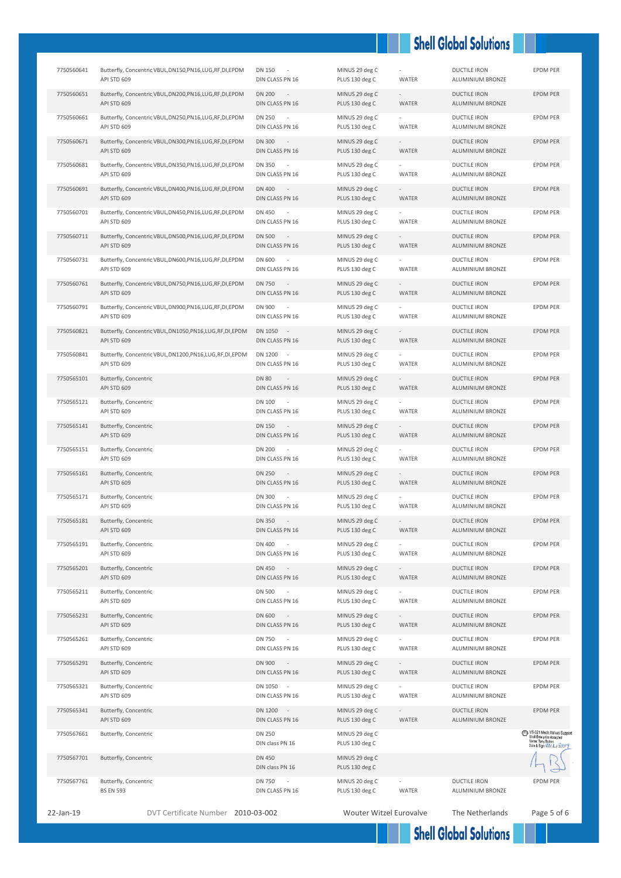| | | | | | | |
|---|---|---|---|---|---|---|
| 7750560641 | Butterfly, Concentric VBUL,DN150,PN16,LUG,RF,DI,EPDM API STD 609 | DN 150 - DIN CLASS PN 16 | MINUS 29 deg C PLUS 130 deg C | - WATER | DUCTILE IRON ALUMINIUM BRONZE | EPDM PER |
| 7750560651 | Butterfly, Concentric VBUL,DN200,PN16,LUG,RF,DI,EPDM API STD 609 | DN 200 - DIN CLASS PN 16 | MINUS 29 deg C PLUS 130 deg C | - WATER | DUCTILE IRON ALUMINIUM BRONZE | EPDM PER |
| 7750560661 | Butterfly, Concentric VBUL,DN250,PN16,LUG,RF,DI,EPDM API STD 609 | DN 250 - DIN CLASS PN 16 | MINUS 29 deg C PLUS 130 deg C | - WATER | DUCTILE IRON ALUMINIUM BRONZE | EPDM PER |
| 7750560671 | Butterfly, Concentric VBUL,DN300,PN16,LUG,RF,DI,EPDM API STD 609 | DN 300 - DIN CLASS PN 16 | MINUS 29 deg C PLUS 130 deg C | - WATER | DUCTILE IRON ALUMINIUM BRONZE | EPDM PER |
| 7750560681 | Butterfly, Concentric VBUL,DN350,PN16,LUG,RF,DI,EPDM API STD 609 | DN 350 - DIN CLASS PN 16 | MINUS 29 deg C PLUS 130 deg C | - WATER | DUCTILE IRON ALUMINIUM BRONZE | EPDM PER |
| 7750560691 | Butterfly, Concentric VBUL,DN400,PN16,LUG,RF,DI,EPDM API STD 609 | DN 400 - DIN CLASS PN 16 | MINUS 29 deg C PLUS 130 deg C | - WATER | DUCTILE IRON ALUMINIUM BRONZE | EPDM PER |
| 7750560701 | Butterfly, Concentric VBUL,DN450,PN16,LUG,RF,DI,EPDM API STD 609 | DN 450 - DIN CLASS PN 16 | MINUS 29 deg C PLUS 130 deg C | - WATER | DUCTILE IRON ALUMINIUM BRONZE | EPDM PER |
| 7750560711 | Butterfly, Concentric VBUL,DN500,PN16,LUG,RF,DI,EPDM API STD 609 | DN 500 - DIN CLASS PN 16 | MINUS 29 deg C PLUS 130 deg C | - WATER | DUCTILE IRON ALUMINIUM BRONZE | EPDM PER |
| 7750560731 | Butterfly, Concentric VBUL,DN600,PN16,LUG,RF,DI,EPDM API STD 609 | DN 600 - DIN CLASS PN 16 | MINUS 29 deg C PLUS 130 deg C | - WATER | DUCTILE IRON ALUMINIUM BRONZE | EPDM PER |
| 7750560761 | Butterfly, Concentric VBUL,DN750,PN16,LUG,RF,DI,EPDM API STD 609 | DN 750 - DIN CLASS PN 16 | MINUS 29 deg C PLUS 130 deg C | - WATER | DUCTILE IRON ALUMINIUM BRONZE | EPDM PER |
| 7750560791 | Butterfly, Concentric VBUL,DN900,PN16,LUG,RF,DI,EPDM API STD 609 | DN 900 - DIN CLASS PN 16 | MINUS 29 deg C PLUS 130 deg C | - WATER | DUCTILE IRON ALUMINIUM BRONZE | EPDM PER |
| 7750560821 | Butterfly, Concentric VBUL,DN1050,PN16,LUG,RF,DI,EPDM API STD 609 | DN 1050 - DIN CLASS PN 16 | MINUS 29 deg C PLUS 130 deg C | - WATER | DUCTILE IRON ALUMINIUM BRONZE | EPDM PER |
| 7750560841 | Butterfly, Concentric VBUL,DN1200,PN16,LUG,RF,DI,EPDM API STD 609 | DN 1200 - DIN CLASS PN 16 | MINUS 29 deg C PLUS 130 deg C | - WATER | DUCTILE IRON ALUMINIUM BRONZE | EPDM PER |
| 7750565101 | Butterfly, Concentric API STD 609 | DN 80 - DIN CLASS PN 16 | MINUS 29 deg C PLUS 130 deg C | - WATER | DUCTILE IRON ALUMINIUM BRONZE | EPDM PER |
| 7750565121 | Butterfly, Concentric API STD 609 | DN 100 - DIN CLASS PN 16 | MINUS 29 deg C PLUS 130 deg C | - WATER | DUCTILE IRON ALUMINIUM BRONZE | EPDM PER |
| 7750565141 | Butterfly, Concentric API STD 609 | DN 150 - DIN CLASS PN 16 | MINUS 29 deg C PLUS 130 deg C | - WATER | DUCTILE IRON ALUMINIUM BRONZE | EPDM PER |
| 7750565151 | Butterfly, Concentric API STD 609 | DN 200 - DIN CLASS PN 16 | MINUS 29 deg C PLUS 130 deg C | - WATER | DUCTILE IRON ALUMINIUM BRONZE | EPDM PER |
| 7750565161 | Butterfly, Concentric API STD 609 | DN 250 - DIN CLASS PN 16 | MINUS 29 deg C PLUS 130 deg C | - WATER | DUCTILE IRON ALUMINIUM BRONZE | EPDM PER |
| 7750565171 | Butterfly, Concentric API STD 609 | DN 300 - DIN CLASS PN 16 | MINUS 29 deg C PLUS 130 deg C | - WATER | DUCTILE IRON ALUMINIUM BRONZE | EPDM PER |
| 7750565181 | Butterfly, Concentric API STD 609 | DN 350 - DIN CLASS PN 16 | MINUS 29 deg C PLUS 130 deg C | - WATER | DUCTILE IRON ALUMINIUM BRONZE | EPDM PER |
| 7750565191 | Butterfly, Concentric API STD 609 | DN 400 - DIN CLASS PN 16 | MINUS 29 deg C PLUS 130 deg C | - WATER | DUCTILE IRON ALUMINIUM BRONZE | EPDM PER |
| 7750565201 | Butterfly, Concentric API STD 609 | DN 450 - DIN CLASS PN 16 | MINUS 29 deg C PLUS 130 deg C | - WATER | DUCTILE IRON ALUMINIUM BRONZE | EPDM PER |
| 7750565211 | Butterfly, Concentric API STD 609 | DN 500 - DIN CLASS PN 16 | MINUS 29 deg C PLUS 130 deg C | - WATER | DUCTILE IRON ALUMINIUM BRONZE | EPDM PER |
| 7750565231 | Butterfly, Concentric API STD 609 | DN 600 - DIN CLASS PN 16 | MINUS 29 deg C PLUS 130 deg C | - WATER | DUCTILE IRON ALUMINIUM BRONZE | EPDM PER |
| 7750565261 | Butterfly, Concentric API STD 609 | DN 750 - DIN CLASS PN 16 | MINUS 29 deg C PLUS 130 deg C | - WATER | DUCTILE IRON ALUMINIUM BRONZE | EPDM PER |
| 7750565291 | Butterfly, Concentric API STD 609 | DN 900 - DIN CLASS PN 16 | MINUS 29 deg C PLUS 130 deg C | - WATER | DUCTILE IRON ALUMINIUM BRONZE | EPDM PER |
| 7750565321 | Butterfly, Concentric API STD 609 | DN 1050 - DIN CLASS PN 16 | MINUS 29 deg C PLUS 130 deg C | - WATER | DUCTILE IRON ALUMINIUM BRONZE | EPDM PER |
| 7750565341 | Butterfly, Concentric API STD 609 | DN 1200 - DIN CLASS PN 16 | MINUS 29 deg C PLUS 130 deg C | - WATER | DUCTILE IRON ALUMINIUM BRONZE | EPDM PER |
| 7750567661 | Butterfly, Concentric | DN 250 DIN class PN 16 | MINUS 29 deg C PLUS 130 deg C | | | VS-021 Mech.Valves Support Shell Enterprise Accepted Name: Tony Bolton Date & Sign: 21.1.2019 |
| 7750567701 | Butterfly, Concentric | DN 450 DIN class PN 16 | MINUS 29 deg C PLUS 130 deg C | | | |
| 7750567761 | Butterfly, Concentric BS EN 593 | DN 750 - DIN CLASS PN 16 | MINUS 20 deg C PLUS 130 deg C | - WATER | DUCTILE IRON ALUMINIUM BRONZE | EPDM PER |

22-Jan-19 DVT Certificate Number 2010-03-002 Wouter Witzel Eurovalve The Netherlands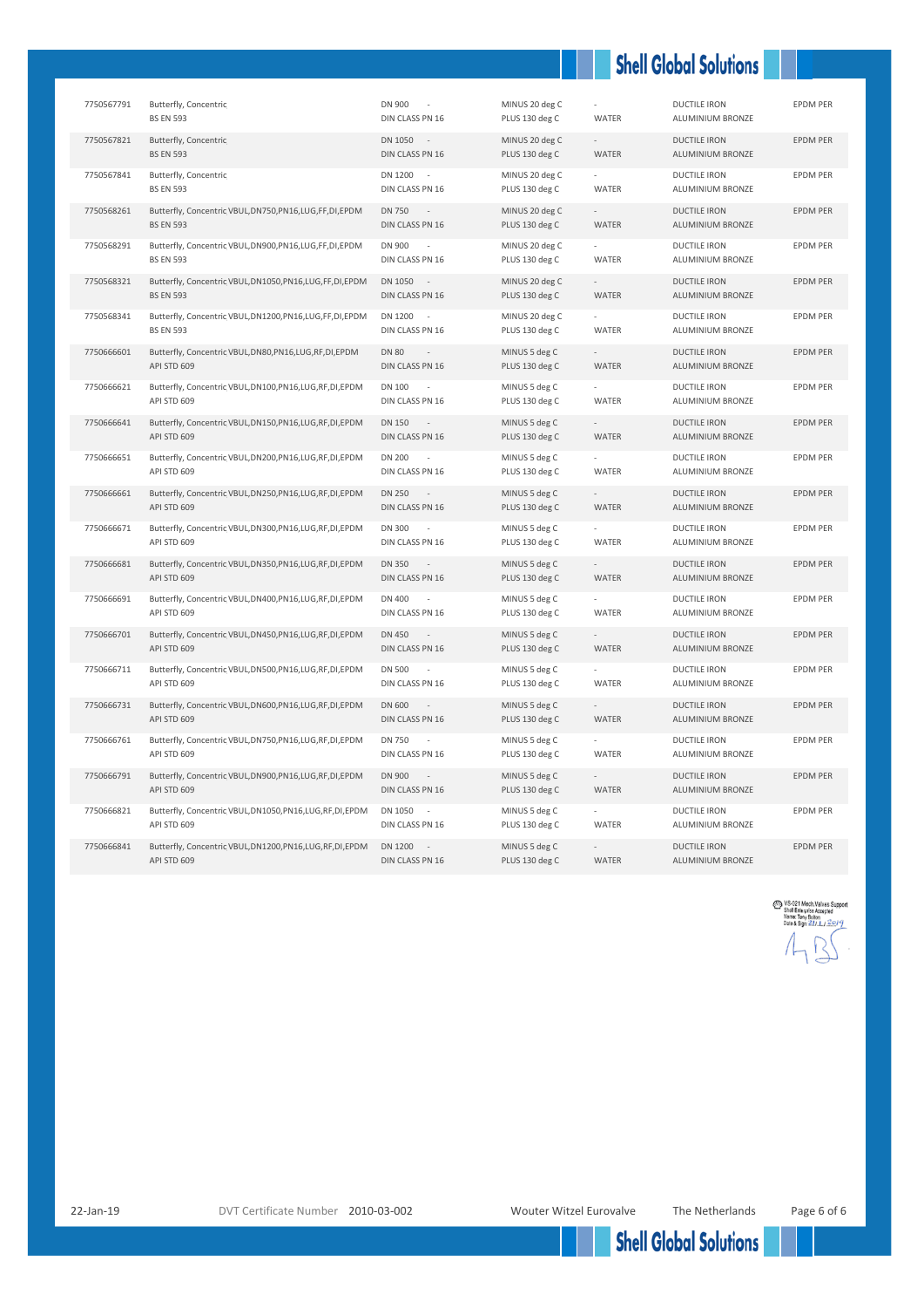| | | | | | | |
|---|---|---|---|---|---|---|
| 7750567791 | Butterfly, Concentric<br>BS EN 593 | DN 900 -<br>DIN CLASS PN 16 | MINUS 20 deg C<br>PLUS 130 deg C | -<br>WATER | DUCTILE IRON<br>ALUMINIUM BRONZE | EPDM PER |
| 7750567821 | Butterfly, Concentric<br>BS EN 593 | DN 1050 -<br>DIN CLASS PN 16 | MINUS 20 deg C<br>PLUS 130 deg C | -<br>WATER | DUCTILE IRON<br>ALUMINIUM BRONZE | EPDM PER |
| 7750567841 | Butterfly, Concentric<br>BS EN 593 | DN 1200 -<br>DIN CLASS PN 16 | MINUS 20 deg C<br>PLUS 130 deg C | -<br>WATER | DUCTILE IRON<br>ALUMINIUM BRONZE | EPDM PER |
| 7750568261 | Butterfly, Concentric VBUL,DN750,PN16,LUG,FF,DI,EPDM<br>BS EN 593 | DN 750 -<br>DIN CLASS PN 16 | MINUS 20 deg C<br>PLUS 130 deg C | -<br>WATER | DUCTILE IRON<br>ALUMINIUM BRONZE | EPDM PER |
| 7750568291 | Butterfly, Concentric VBUL,DN900,PN16,LUG,FF,DI,EPDM<br>BS EN 593 | DN 900 -<br>DIN CLASS PN 16 | MINUS 20 deg C<br>PLUS 130 deg C | -<br>WATER | DUCTILE IRON<br>ALUMINIUM BRONZE | EPDM PER |
| 7750568321 | Butterfly, Concentric VBUL,DN1050,PN16,LUG,FF,DI,EPDM<br>BS EN 593 | DN 1050 -<br>DIN CLASS PN 16 | MINUS 20 deg C<br>PLUS 130 deg C | -<br>WATER | DUCTILE IRON<br>ALUMINIUM BRONZE | EPDM PER |
| 7750568341 | Butterfly, Concentric VBUL,DN1200,PN16,LUG,FF,DI,EPDM<br>BS EN 593 | DN 1200 -<br>DIN CLASS PN 16 | MINUS 20 deg C<br>PLUS 130 deg C | -<br>WATER | DUCTILE IRON<br>ALUMINIUM BRONZE | EPDM PER |
| 7750666601 | Butterfly, Concentric VBUL,DN80,PN16,LUG,RF,DI,EPDM<br>API STD 609 | DN 80 -<br>DIN CLASS PN 16 | MINUS 5 deg C<br>PLUS 130 deg C | -<br>WATER | DUCTILE IRON<br>ALUMINIUM BRONZE | EPDM PER |
| 7750666621 | Butterfly, Concentric VBUL,DN100,PN16,LUG,RF,DI,EPDM<br>API STD 609 | DN 100 -<br>DIN CLASS PN 16 | MINUS 5 deg C<br>PLUS 130 deg C | -<br>WATER | DUCTILE IRON<br>ALUMINIUM BRONZE | EPDM PER |
| 7750666641 | Butterfly, Concentric VBUL,DN150,PN16,LUG,RF,DI,EPDM<br>API STD 609 | DN 150 -<br>DIN CLASS PN 16 | MINUS 5 deg C<br>PLUS 130 deg C | -<br>WATER | DUCTILE IRON<br>ALUMINIUM BRONZE | EPDM PER |
| 7750666651 | Butterfly, Concentric VBUL,DN200,PN16,LUG,RF,DI,EPDM<br>API STD 609 | DN 200 -<br>DIN CLASS PN 16 | MINUS 5 deg C<br>PLUS 130 deg C | -<br>WATER | DUCTILE IRON<br>ALUMINIUM BRONZE | EPDM PER |
| 7750666661 | Butterfly, Concentric VBUL,DN250,PN16,LUG,RF,DI,EPDM<br>API STD 609 | DN 250 -<br>DIN CLASS PN 16 | MINUS 5 deg C<br>PLUS 130 deg C | -<br>WATER | DUCTILE IRON<br>ALUMINIUM BRONZE | EPDM PER |
| 7750666671 | Butterfly, Concentric VBUL,DN300,PN16,LUG,RF,DI,EPDM<br>API STD 609 | DN 300 -<br>DIN CLASS PN 16 | MINUS 5 deg C<br>PLUS 130 deg C | -<br>WATER | DUCTILE IRON<br>ALUMINIUM BRONZE | EPDM PER |
| 7750666681 | Butterfly, Concentric VBUL,DN350,PN16,LUG,RF,DI,EPDM<br>API STD 609 | DN 350 -<br>DIN CLASS PN 16 | MINUS 5 deg C<br>PLUS 130 deg C | -<br>WATER | DUCTILE IRON<br>ALUMINIUM BRONZE | EPDM PER |
| 7750666691 | Butterfly, Concentric VBUL,DN400,PN16,LUG,RF,DI,EPDM<br>API STD 609 | DN 400 -<br>DIN CLASS PN 16 | MINUS 5 deg C<br>PLUS 130 deg C | -<br>WATER | DUCTILE IRON<br>ALUMINIUM BRONZE | EPDM PER |
| 7750666701 | Butterfly, Concentric VBUL,DN450,PN16,LUG,RF,DI,EPDM<br>API STD 609 | DN 450 -<br>DIN CLASS PN 16 | MINUS 5 deg C<br>PLUS 130 deg C | -<br>WATER | DUCTILE IRON<br>ALUMINIUM BRONZE | EPDM PER |
| 7750666711 | Butterfly, Concentric VBUL,DN500,PN16,LUG,RF,DI,EPDM<br>API STD 609 | DN 500 -<br>DIN CLASS PN 16 | MINUS 5 deg C<br>PLUS 130 deg C | -<br>WATER | DUCTILE IRON<br>ALUMINIUM BRONZE | EPDM PER |
| 7750666731 | Butterfly, Concentric VBUL,DN600,PN16,LUG,RF,DI,EPDM<br>API STD 609 | DN 600 -<br>DIN CLASS PN 16 | MINUS 5 deg C<br>PLUS 130 deg C | -<br>WATER | DUCTILE IRON<br>ALUMINIUM BRONZE | EPDM PER |
| 7750666761 | Butterfly, Concentric VBUL,DN750,PN16,LUG,RF,DI,EPDM<br>API STD 609 | DN 750 -<br>DIN CLASS PN 16 | MINUS 5 deg C<br>PLUS 130 deg C | -<br>WATER | DUCTILE IRON<br>ALUMINIUM BRONZE | EPDM PER |
| 7750666791 | Butterfly, Concentric VBUL,DN900,PN16,LUG,RF,DI,EPDM<br>API STD 609 | DN 900 -<br>DIN CLASS PN 16 | MINUS 5 deg C<br>PLUS 130 deg C | -<br>WATER | DUCTILE IRON<br>ALUMINIUM BRONZE | EPDM PER |
| 7750666821 | Butterfly, Concentric VBUL,DN1050,PN16,LUG,RF,DI,EPDM<br>API STD 609 | DN 1050 -<br>DIN CLASS PN 16 | MINUS 5 deg C<br>PLUS 130 deg C | -<br>WATER | DUCTILE IRON<br>ALUMINIUM BRONZE | EPDM PER |
| 7750666841 | Butterfly, Concentric VBUL,DN1200,PN16,LUG,RF,DI,EPDM<br>API STD 609 | DN 1200 -<br>DIN CLASS PN 16 | MINUS 5 deg C<br>PLUS 130 deg C | -<br>WATER | DUCTILE IRON<br>ALUMINIUM BRONZE | EPDM PER |

VS-021 Mech Valves Support
Shell Enterprise Accepted
Name: Tony Bolton
Date & Sign 23/1/2019

22-Jan-19 DVT Certificate Number 2010-03-002 Wouter Witzel Eurovalve The Netherlands